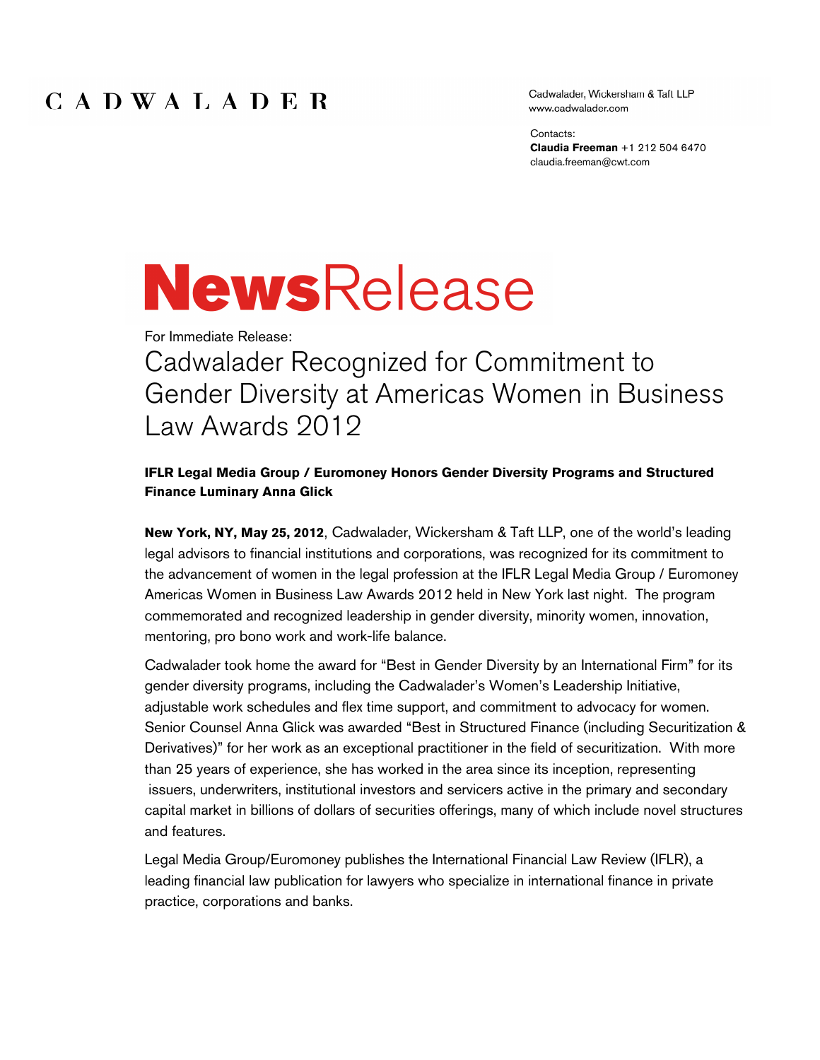CADWALADER

Cadwalader, Wickersham & Taft LLP
www.cadwalader.com

Contacts:
**Claudia Freeman** +1 212 504 6470
claudia.freeman@cwt.com

# NewsRelease

For Immediate Release:

## Cadwalader Recognized for Commitment to Gender Diversity at Americas Women in Business Law Awards 2012

**IFLR Legal Media Group / Euromoney Honors Gender Diversity Programs and Structured Finance Luminary Anna Glick**

**New York, NY, May 25, 2012**, Cadwalader, Wickersham & Taft LLP, one of the world's leading legal advisors to financial institutions and corporations, was recognized for its commitment to the advancement of women in the legal profession at the IFLR Legal Media Group / Euromoney Americas Women in Business Law Awards 2012 held in New York last night. The program commemorated and recognized leadership in gender diversity, minority women, innovation, mentoring, pro bono work and work-life balance.

Cadwalader took home the award for "Best in Gender Diversity by an International Firm" for its gender diversity programs, including the Cadwalader's Women's Leadership Initiative, adjustable work schedules and flex time support, and commitment to advocacy for women. Senior Counsel Anna Glick was awarded "Best in Structured Finance (including Securitization & Derivatives)" for her work as an exceptional practitioner in the field of securitization. With more than 25 years of experience, she has worked in the area since its inception, representing issuers, underwriters, institutional investors and servicers active in the primary and secondary capital market in billions of dollars of securities offerings, many of which include novel structures and features.

Legal Media Group/Euromoney publishes the International Financial Law Review (IFLR), a leading financial law publication for lawyers who specialize in international finance in private practice, corporations and banks.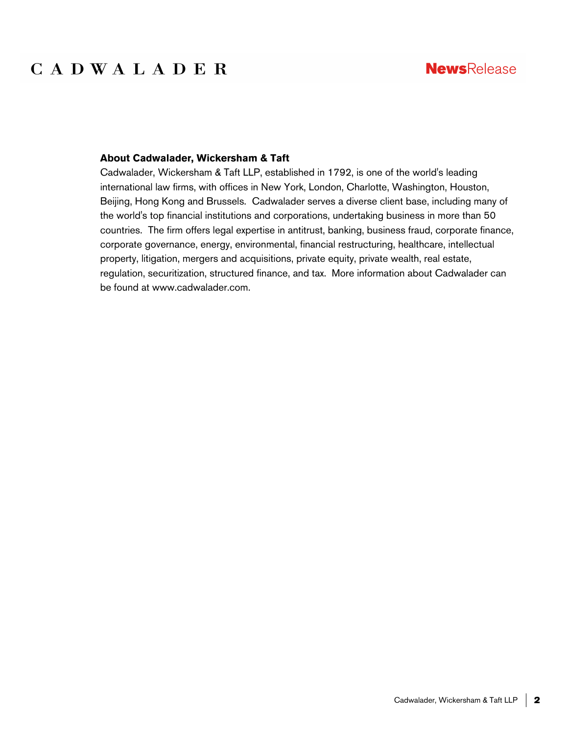**About Cadwalader, Wickersham & Taft**

Cadwalader, Wickersham & Taft LLP, established in 1792, is one of the world's leading international law firms, with offices in New York, London, Charlotte, Washington, Houston, Beijing, Hong Kong and Brussels. Cadwalader serves a diverse client base, including many of the world's top financial institutions and corporations, undertaking business in more than 50 countries. The firm offers legal expertise in antitrust, banking, business fraud, corporate finance, corporate governance, energy, environmental, financial restructuring, healthcare, intellectual property, litigation, mergers and acquisitions, private equity, private wealth, real estate, regulation, securitization, structured finance, and tax. More information about Cadwalader can be found at www.cadwalader.com.